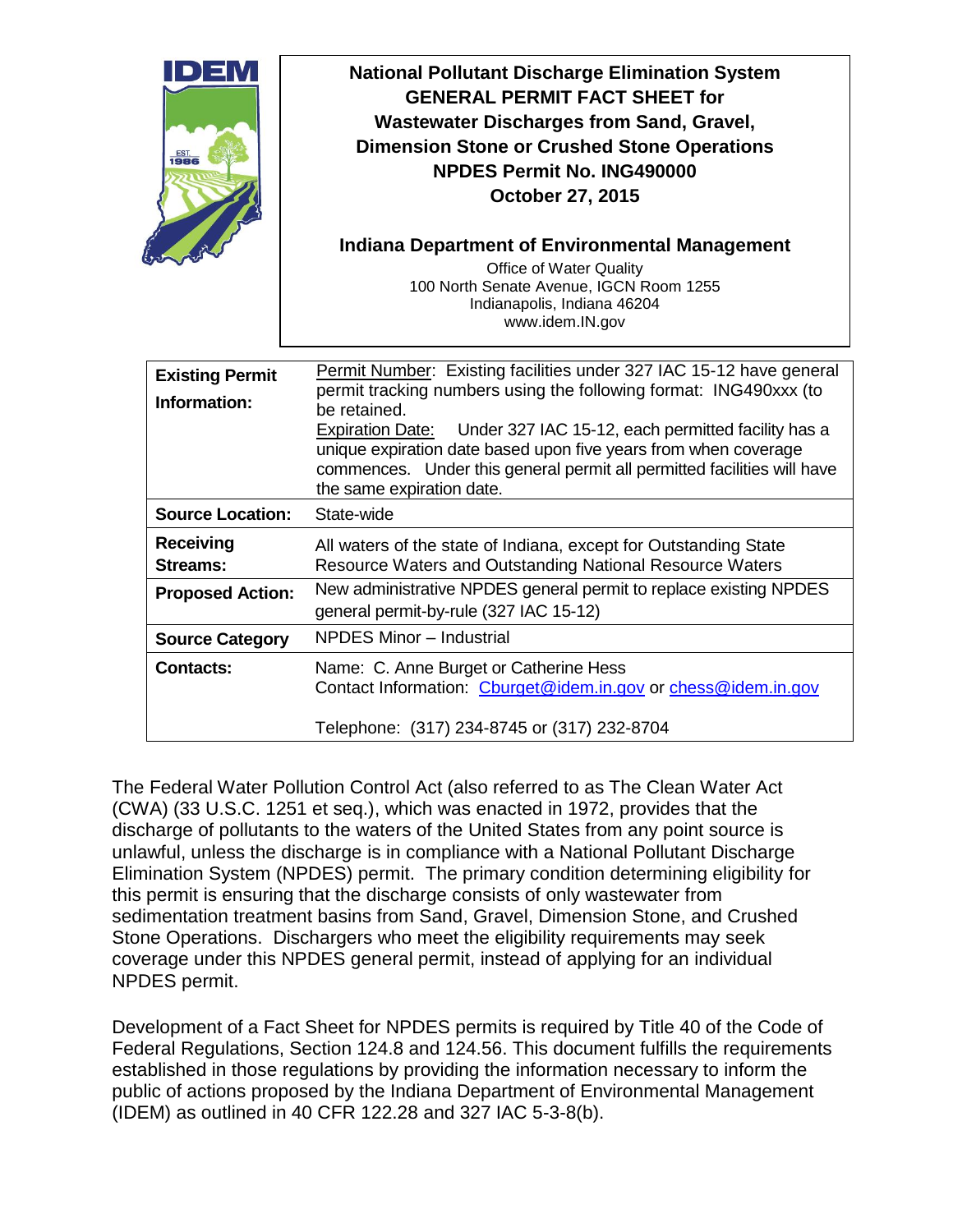# National Pollutant Discharge Elimination System GENERAL PERMIT FACT SHEET for Wastewater Discharges from Sand, Gravel, Dimension Stone or Crushed Stone Operations NPDES Permit No. ING490000 October 27, 2015

**Indiana Department of Environmental Management**

Office of Water Quality
100 North Senate Avenue, IGCN Room 1255
Indianapolis, Indiana 46204
www.idem.IN.gov

| | |
|---|---|
| **Existing Permit Information:** | Permit Number: Existing facilities under 327 IAC 15-12 have general permit tracking numbers using the following format: ING490xxx (to be retained.<br>Expiration Date: Under 327 IAC 15-12, each permitted facility has a unique expiration date based upon five years from when coverage commences. Under this general permit all permitted facilities will have the same expiration date. |
| **Source Location:** | State-wide |
| **Receiving Streams:** | All waters of the state of Indiana, except for Outstanding State Resource Waters and Outstanding National Resource Waters |
| **Proposed Action:** | New administrative NPDES general permit to replace existing NPDES general permit-by-rule (327 IAC 15-12) |
| **Source Category** | NPDES Minor – Industrial |
| **Contacts:** | Name: C. Anne Burget or Catherine Hess<br>Contact Information: Cburget@idem.in.gov or chess@idem.in.gov<br><br>Telephone: (317) 234-8745 or (317) 232-8704 |

The Federal Water Pollution Control Act (also referred to as The Clean Water Act (CWA) (33 U.S.C. 1251 et seq.), which was enacted in 1972, provides that the discharge of pollutants to the waters of the United States from any point source is unlawful, unless the discharge is in compliance with a National Pollutant Discharge Elimination System (NPDES) permit. The primary condition determining eligibility for this permit is ensuring that the discharge consists of only wastewater from sedimentation treatment basins from Sand, Gravel, Dimension Stone, and Crushed Stone Operations. Dischargers who meet the eligibility requirements may seek coverage under this NPDES general permit, instead of applying for an individual NPDES permit.

Development of a Fact Sheet for NPDES permits is required by Title 40 of the Code of Federal Regulations, Section 124.8 and 124.56. This document fulfills the requirements established in those regulations by providing the information necessary to inform the public of actions proposed by the Indiana Department of Environmental Management (IDEM) as outlined in 40 CFR 122.28 and 327 IAC 5-3-8(b).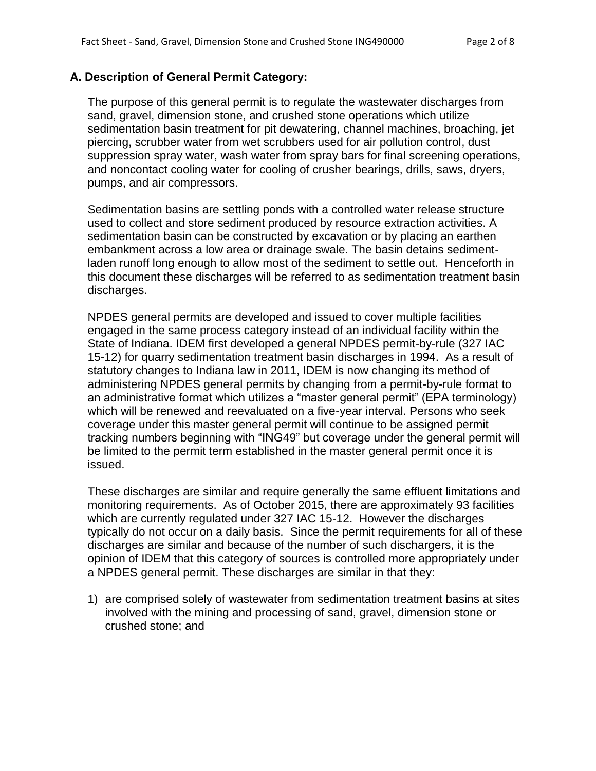## A. Description of General Permit Category:

The purpose of this general permit is to regulate the wastewater discharges from sand, gravel, dimension stone, and crushed stone operations which utilize sedimentation basin treatment for pit dewatering, channel machines, broaching, jet piercing, scrubber water from wet scrubbers used for air pollution control, dust suppression spray water, wash water from spray bars for final screening operations, and noncontact cooling water for cooling of crusher bearings, drills, saws, dryers, pumps, and air compressors.

Sedimentation basins are settling ponds with a controlled water release structure used to collect and store sediment produced by resource extraction activities. A sedimentation basin can be constructed by excavation or by placing an earthen embankment across a low area or drainage swale. The basin detains sediment-laden runoff long enough to allow most of the sediment to settle out. Henceforth in this document these discharges will be referred to as sedimentation treatment basin discharges.

NPDES general permits are developed and issued to cover multiple facilities engaged in the same process category instead of an individual facility within the State of Indiana. IDEM first developed a general NPDES permit-by-rule (327 IAC 15-12) for quarry sedimentation treatment basin discharges in 1994. As a result of statutory changes to Indiana law in 2011, IDEM is now changing its method of administering NPDES general permits by changing from a permit-by-rule format to an administrative format which utilizes a "master general permit" (EPA terminology) which will be renewed and reevaluated on a five-year interval. Persons who seek coverage under this master general permit will continue to be assigned permit tracking numbers beginning with "ING49" but coverage under the general permit will be limited to the permit term established in the master general permit once it is issued.

These discharges are similar and require generally the same effluent limitations and monitoring requirements. As of October 2015, there are approximately 93 facilities which are currently regulated under 327 IAC 15-12. However the discharges typically do not occur on a daily basis. Since the permit requirements for all of these discharges are similar and because of the number of such dischargers, it is the opinion of IDEM that this category of sources is controlled more appropriately under a NPDES general permit. These discharges are similar in that they:

1) are comprised solely of wastewater from sedimentation treatment basins at sites involved with the mining and processing of sand, gravel, dimension stone or crushed stone; and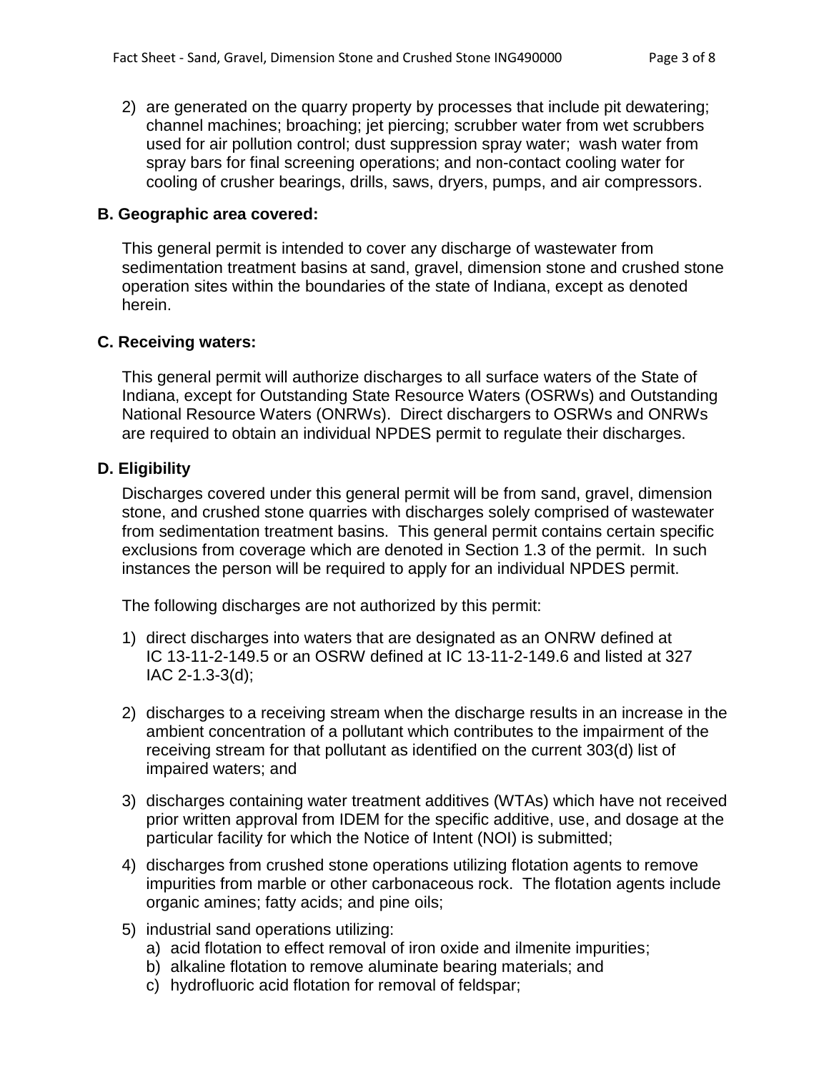2) are generated on the quarry property by processes that include pit dewatering; channel machines; broaching; jet piercing; scrubber water from wet scrubbers used for air pollution control; dust suppression spray water; wash water from spray bars for final screening operations; and non-contact cooling water for cooling of crusher bearings, drills, saws, dryers, pumps, and air compressors.

**B. Geographic area covered:**

This general permit is intended to cover any discharge of wastewater from sedimentation treatment basins at sand, gravel, dimension stone and crushed stone operation sites within the boundaries of the state of Indiana, except as denoted herein.

**C. Receiving waters:**

This general permit will authorize discharges to all surface waters of the State of Indiana, except for Outstanding State Resource Waters (OSRWs) and Outstanding National Resource Waters (ONRWs). Direct dischargers to OSRWs and ONRWs are required to obtain an individual NPDES permit to regulate their discharges.

**D. Eligibility**

Discharges covered under this general permit will be from sand, gravel, dimension stone, and crushed stone quarries with discharges solely comprised of wastewater from sedimentation treatment basins. This general permit contains certain specific exclusions from coverage which are denoted in Section 1.3 of the permit. In such instances the person will be required to apply for an individual NPDES permit.

The following discharges are not authorized by this permit:

1) direct discharges into waters that are designated as an ONRW defined at IC 13-11-2-149.5 or an OSRW defined at IC 13-11-2-149.6 and listed at 327 IAC 2-1.3-3(d);
2) discharges to a receiving stream when the discharge results in an increase in the ambient concentration of a pollutant which contributes to the impairment of the receiving stream for that pollutant as identified on the current 303(d) list of impaired waters; and
3) discharges containing water treatment additives (WTAs) which have not received prior written approval from IDEM for the specific additive, use, and dosage at the particular facility for which the Notice of Intent (NOI) is submitted;
4) discharges from crushed stone operations utilizing flotation agents to remove impurities from marble or other carbonaceous rock. The flotation agents include organic amines; fatty acids; and pine oils;
5) industrial sand operations utilizing:
   a) acid flotation to effect removal of iron oxide and ilmenite impurities;
   b) alkaline flotation to remove aluminate bearing materials; and
   c) hydrofluoric acid flotation for removal of feldspar;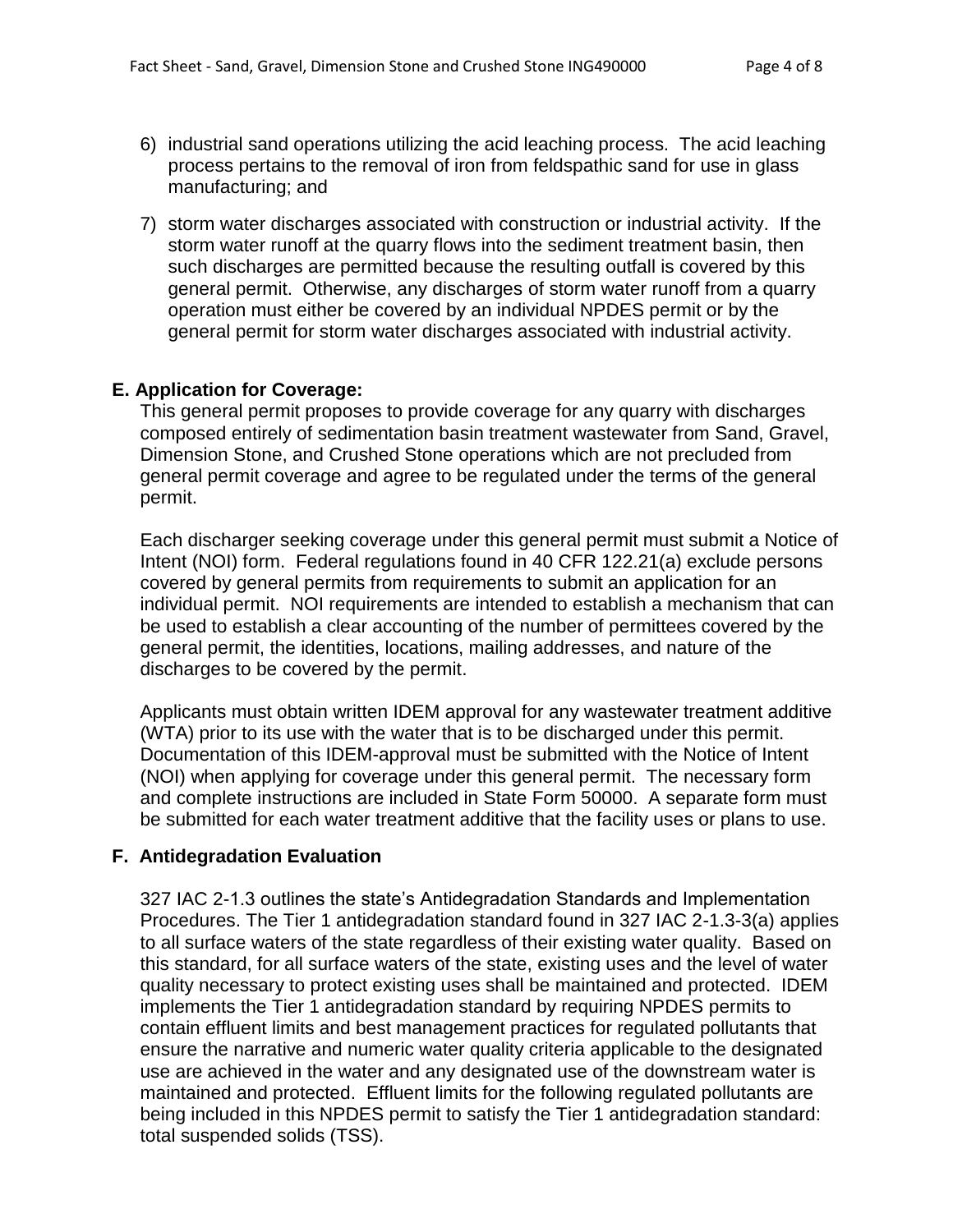6) industrial sand operations utilizing the acid leaching process. The acid leaching process pertains to the removal of iron from feldspathic sand for use in glass manufacturing; and

7) storm water discharges associated with construction or industrial activity. If the storm water runoff at the quarry flows into the sediment treatment basin, then such discharges are permitted because the resulting outfall is covered by this general permit. Otherwise, any discharges of storm water runoff from a quarry operation must either be covered by an individual NPDES permit or by the general permit for storm water discharges associated with industrial activity.

## E. Application for Coverage:

This general permit proposes to provide coverage for any quarry with discharges composed entirely of sedimentation basin treatment wastewater from Sand, Gravel, Dimension Stone, and Crushed Stone operations which are not precluded from general permit coverage and agree to be regulated under the terms of the general permit.

Each discharger seeking coverage under this general permit must submit a Notice of Intent (NOI) form. Federal regulations found in 40 CFR 122.21(a) exclude persons covered by general permits from requirements to submit an application for an individual permit. NOI requirements are intended to establish a mechanism that can be used to establish a clear accounting of the number of permittees covered by the general permit, the identities, locations, mailing addresses, and nature of the discharges to be covered by the permit.

Applicants must obtain written IDEM approval for any wastewater treatment additive (WTA) prior to its use with the water that is to be discharged under this permit. Documentation of this IDEM-approval must be submitted with the Notice of Intent (NOI) when applying for coverage under this general permit. The necessary form and complete instructions are included in State Form 50000. A separate form must be submitted for each water treatment additive that the facility uses or plans to use.

## F. Antidegradation Evaluation

327 IAC 2-1.3 outlines the state's Antidegradation Standards and Implementation Procedures. The Tier 1 antidegradation standard found in 327 IAC 2-1.3-3(a) applies to all surface waters of the state regardless of their existing water quality. Based on this standard, for all surface waters of the state, existing uses and the level of water quality necessary to protect existing uses shall be maintained and protected. IDEM implements the Tier 1 antidegradation standard by requiring NPDES permits to contain effluent limits and best management practices for regulated pollutants that ensure the narrative and numeric water quality criteria applicable to the designated use are achieved in the water and any designated use of the downstream water is maintained and protected. Effluent limits for the following regulated pollutants are being included in this NPDES permit to satisfy the Tier 1 antidegradation standard: total suspended solids (TSS).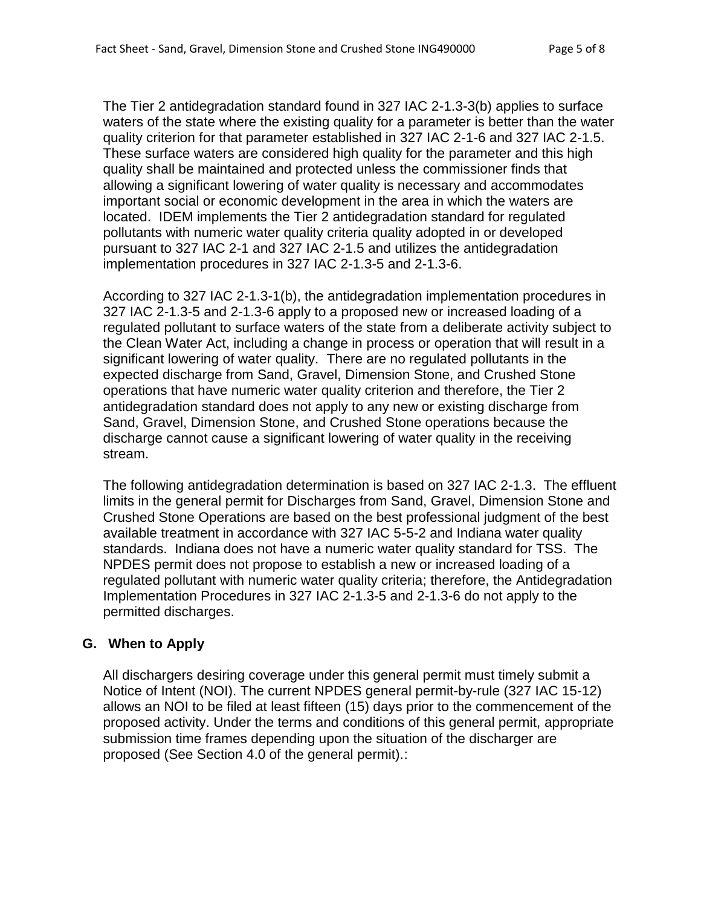The Tier 2 antidegradation standard found in 327 IAC 2-1.3-3(b) applies to surface waters of the state where the existing quality for a parameter is better than the water quality criterion for that parameter established in 327 IAC 2-1-6 and 327 IAC 2-1.5. These surface waters are considered high quality for the parameter and this high quality shall be maintained and protected unless the commissioner finds that allowing a significant lowering of water quality is necessary and accommodates important social or economic development in the area in which the waters are located. IDEM implements the Tier 2 antidegradation standard for regulated pollutants with numeric water quality criteria quality adopted in or developed pursuant to 327 IAC 2-1 and 327 IAC 2-1.5 and utilizes the antidegradation implementation procedures in 327 IAC 2-1.3-5 and 2-1.3-6.

According to 327 IAC 2-1.3-1(b), the antidegradation implementation procedures in 327 IAC 2-1.3-5 and 2-1.3-6 apply to a proposed new or increased loading of a regulated pollutant to surface waters of the state from a deliberate activity subject to the Clean Water Act, including a change in process or operation that will result in a significant lowering of water quality. There are no regulated pollutants in the expected discharge from Sand, Gravel, Dimension Stone, and Crushed Stone operations that have numeric water quality criterion and therefore, the Tier 2 antidegradation standard does not apply to any new or existing discharge from Sand, Gravel, Dimension Stone, and Crushed Stone operations because the discharge cannot cause a significant lowering of water quality in the receiving stream.

The following antidegradation determination is based on 327 IAC 2-1.3. The effluent limits in the general permit for Discharges from Sand, Gravel, Dimension Stone and Crushed Stone Operations are based on the best professional judgment of the best available treatment in accordance with 327 IAC 5-5-2 and Indiana water quality standards. Indiana does not have a numeric water quality standard for TSS. The NPDES permit does not propose to establish a new or increased loading of a regulated pollutant with numeric water quality criteria; therefore, the Antidegradation Implementation Procedures in 327 IAC 2-1.3-5 and 2-1.3-6 do not apply to the permitted discharges.

## G. When to Apply

All dischargers desiring coverage under this general permit must timely submit a Notice of Intent (NOI). The current NPDES general permit-by-rule (327 IAC 15-12) allows an NOI to be filed at least fifteen (15) days prior to the commencement of the proposed activity. Under the terms and conditions of this general permit, appropriate submission time frames depending upon the situation of the discharger are proposed (See Section 4.0 of the general permit).: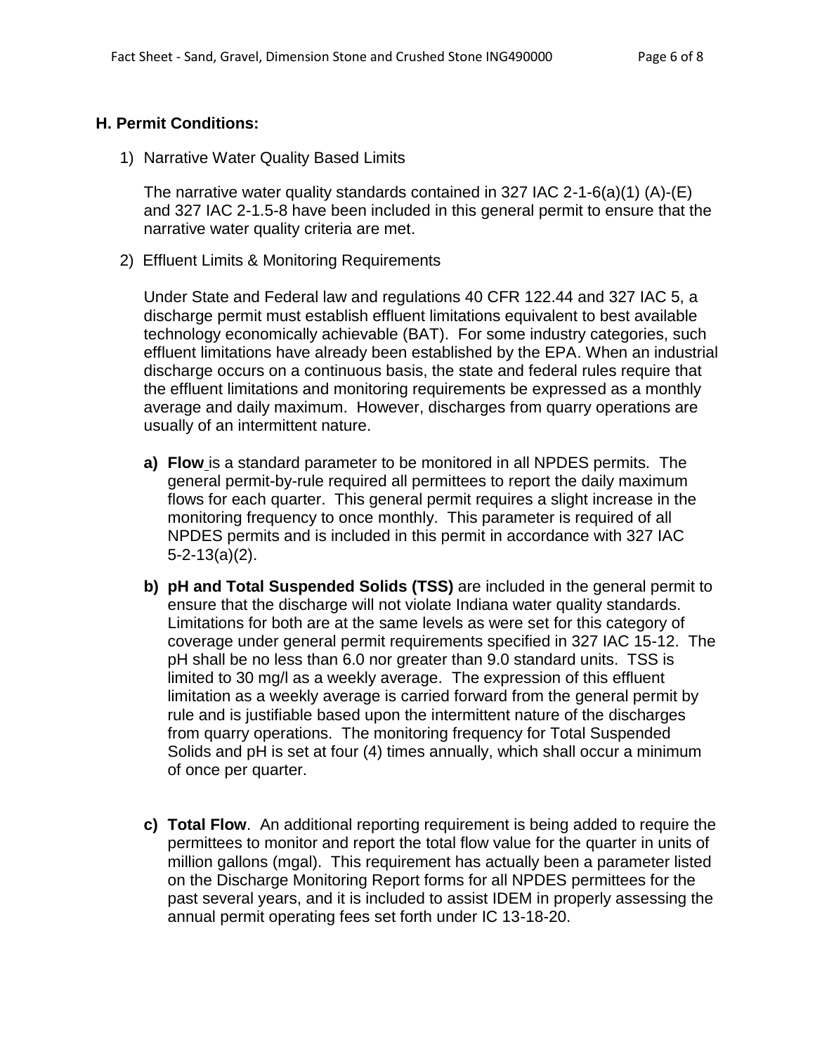## H. Permit Conditions:

1) Narrative Water Quality Based Limits

   The narrative water quality standards contained in 327 IAC 2-1-6(a)(1) (A)-(E) and 327 IAC 2-1.5-8 have been included in this general permit to ensure that the narrative water quality criteria are met.

2) Effluent Limits & Monitoring Requirements

   Under State and Federal law and regulations 40 CFR 122.44 and 327 IAC 5, a discharge permit must establish effluent limitations equivalent to best available technology economically achievable (BAT). For some industry categories, such effluent limitations have already been established by the EPA. When an industrial discharge occurs on a continuous basis, the state and federal rules require that the effluent limitations and monitoring requirements be expressed as a monthly average and daily maximum. However, discharges from quarry operations are usually of an intermittent nature.

   **a) Flow** is a standard parameter to be monitored in all NPDES permits. The general permit-by-rule required all permittees to report the daily maximum flows for each quarter. This general permit requires a slight increase in the monitoring frequency to once monthly. This parameter is required of all NPDES permits and is included in this permit in accordance with 327 IAC 5-2-13(a)(2).

   **b) pH and Total Suspended Solids (TSS)** are included in the general permit to ensure that the discharge will not violate Indiana water quality standards. Limitations for both are at the same levels as were set for this category of coverage under general permit requirements specified in 327 IAC 15-12. The pH shall be no less than 6.0 nor greater than 9.0 standard units. TSS is limited to 30 mg/l as a weekly average. The expression of this effluent limitation as a weekly average is carried forward from the general permit by rule and is justifiable based upon the intermittent nature of the discharges from quarry operations. The monitoring frequency for Total Suspended Solids and pH is set at four (4) times annually, which shall occur a minimum of once per quarter.

   **c) Total Flow**. An additional reporting requirement is being added to require the permittees to monitor and report the total flow value for the quarter in units of million gallons (mgal). This requirement has actually been a parameter listed on the Discharge Monitoring Report forms for all NPDES permittees for the past several years, and it is included to assist IDEM in properly assessing the annual permit operating fees set forth under IC 13-18-20.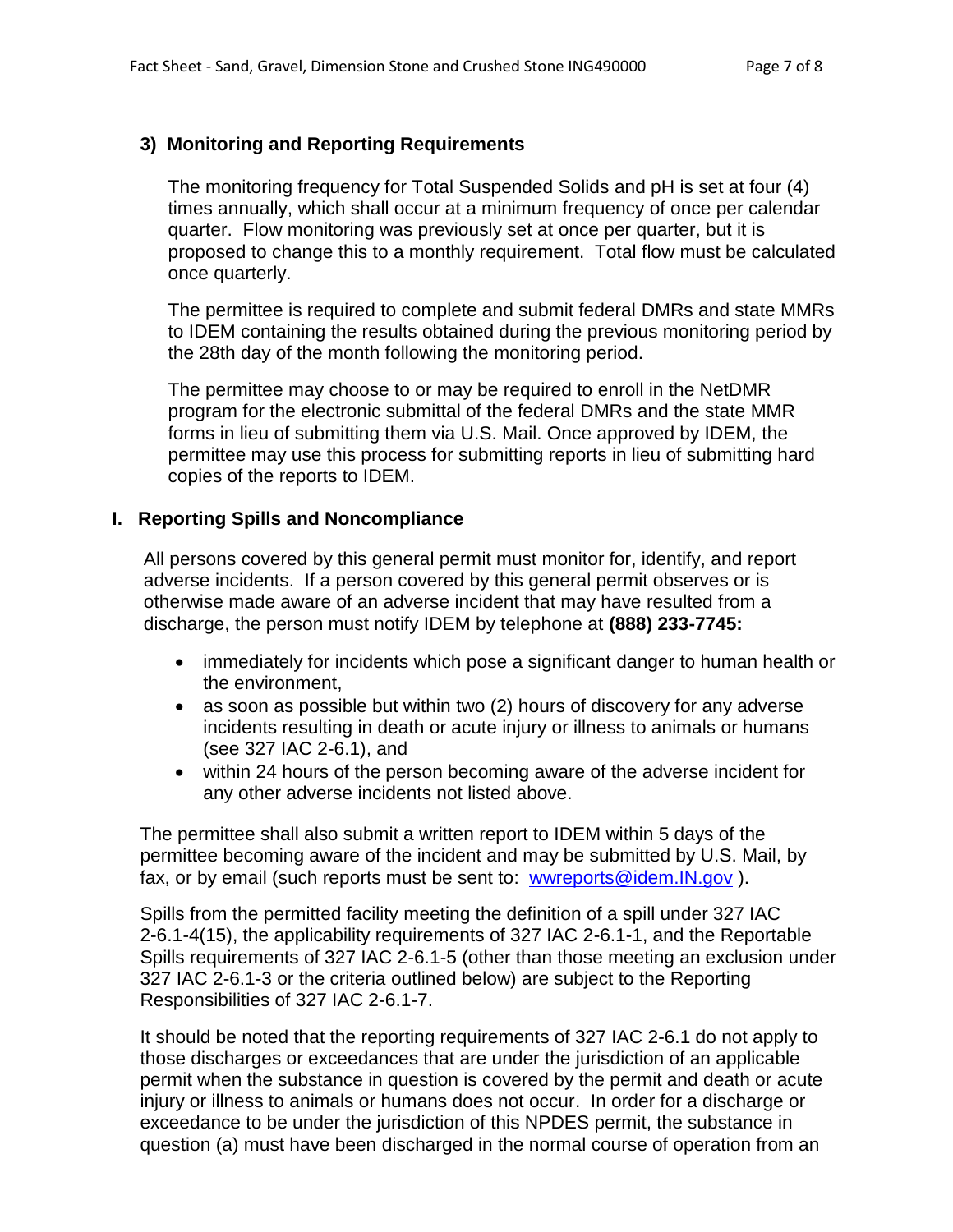### 3) Monitoring and Reporting Requirements

The monitoring frequency for Total Suspended Solids and pH is set at four (4) times annually, which shall occur at a minimum frequency of once per calendar quarter. Flow monitoring was previously set at once per quarter, but it is proposed to change this to a monthly requirement. Total flow must be calculated once quarterly.

The permittee is required to complete and submit federal DMRs and state MMRs to IDEM containing the results obtained during the previous monitoring period by the 28th day of the month following the monitoring period.

The permittee may choose to or may be required to enroll in the NetDMR program for the electronic submittal of the federal DMRs and the state MMR forms in lieu of submitting them via U.S. Mail. Once approved by IDEM, the permittee may use this process for submitting reports in lieu of submitting hard copies of the reports to IDEM.

## I. Reporting Spills and Noncompliance

All persons covered by this general permit must monitor for, identify, and report adverse incidents. If a person covered by this general permit observes or is otherwise made aware of an adverse incident that may have resulted from a discharge, the person must notify IDEM by telephone at **(888) 233-7745:**

- immediately for incidents which pose a significant danger to human health or the environment,
- as soon as possible but within two (2) hours of discovery for any adverse incidents resulting in death or acute injury or illness to animals or humans (see 327 IAC 2-6.1), and
- within 24 hours of the person becoming aware of the adverse incident for any other adverse incidents not listed above.

The permittee shall also submit a written report to IDEM within 5 days of the permittee becoming aware of the incident and may be submitted by U.S. Mail, by fax, or by email (such reports must be sent to: wwreports@idem.IN.gov ).

Spills from the permitted facility meeting the definition of a spill under 327 IAC 2-6.1-4(15), the applicability requirements of 327 IAC 2-6.1-1, and the Reportable Spills requirements of 327 IAC 2-6.1-5 (other than those meeting an exclusion under 327 IAC 2-6.1-3 or the criteria outlined below) are subject to the Reporting Responsibilities of 327 IAC 2-6.1-7.

It should be noted that the reporting requirements of 327 IAC 2-6.1 do not apply to those discharges or exceedances that are under the jurisdiction of an applicable permit when the substance in question is covered by the permit and death or acute injury or illness to animals or humans does not occur. In order for a discharge or exceedance to be under the jurisdiction of this NPDES permit, the substance in question (a) must have been discharged in the normal course of operation from an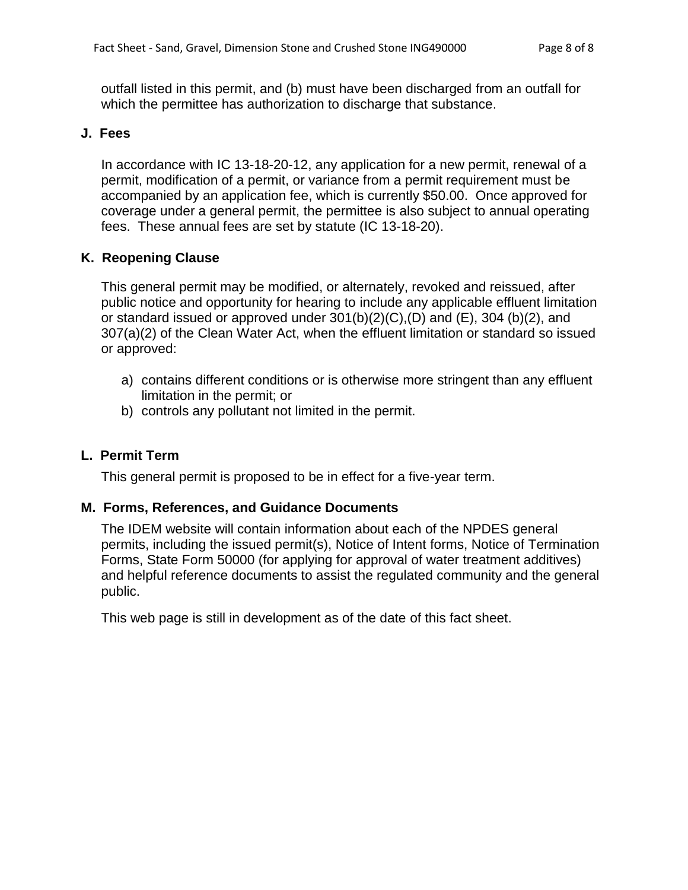outfall listed in this permit, and (b) must have been discharged from an outfall for which the permittee has authorization to discharge that substance.

### J. Fees

In accordance with IC 13-18-20-12, any application for a new permit, renewal of a permit, modification of a permit, or variance from a permit requirement must be accompanied by an application fee, which is currently $50.00. Once approved for coverage under a general permit, the permittee is also subject to annual operating fees. These annual fees are set by statute (IC 13-18-20).

### K. Reopening Clause

This general permit may be modified, or alternately, revoked and reissued, after public notice and opportunity for hearing to include any applicable effluent limitation or standard issued or approved under 301(b)(2)(C),(D) and (E), 304 (b)(2), and 307(a)(2) of the Clean Water Act, when the effluent limitation or standard so issued or approved:

a) contains different conditions or is otherwise more stringent than any effluent limitation in the permit; or
b) controls any pollutant not limited in the permit.

### L. Permit Term

This general permit is proposed to be in effect for a five-year term.

### M. Forms, References, and Guidance Documents

The IDEM website will contain information about each of the NPDES general permits, including the issued permit(s), Notice of Intent forms, Notice of Termination Forms, State Form 50000 (for applying for approval of water treatment additives) and helpful reference documents to assist the regulated community and the general public.

This web page is still in development as of the date of this fact sheet.